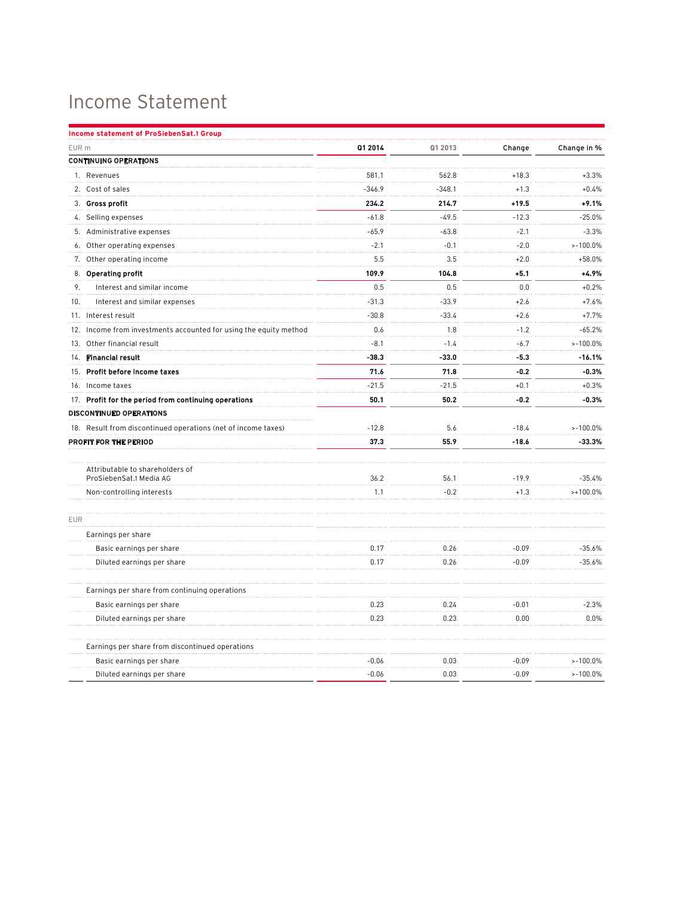# Income Statement

**Income statement of ProSiebenSat.1 Group**

| EUR m | Q1 2014 | Q1 2013 | Change | Change in % |
|---|---|---|---|---|
| **CONTINUING OPERATIONS** | | | | |
| 1. Revenues | 581.1 | 562.8 | +18.3 | +3.3% |
| 2. Cost of sales | -346.9 | -348.1 | +1.3 | +0.4% |
| 3. **Gross profit** | **234.2** | **214.7** | **+19.5** | **+9.1%** |
| 4. Selling expenses | -61.8 | -49.5 | -12.3 | -25.0% |
| 5. Administrative expenses | -65.9 | -63.8 | -2.1 | -3.3% |
| 6. Other operating expenses | -2.1 | -0.1 | -2.0 | >-100.0% |
| 7. Other operating income | 5.5 | 3.5 | +2.0 | +58.0% |
| 8. **Operating profit** | **109.9** | **104.8** | **+5.1** | **+4.9%** |
| 9. Interest and similar income | 0.5 | 0.5 | 0.0 | +0.2% |
| 10. Interest and similar expenses | -31.3 | -33.9 | +2.6 | +7.6% |
| 11. Interest result | -30.8 | -33.4 | +2.6 | +7.7% |
| 12. Income from investments accounted for using the equity method | 0.6 | 1.8 | -1.2 | -65.2% |
| 13. Other financial result | -8.1 | -1.4 | -6.7 | >-100.0% |
| 14. **Financial result** | **-38.3** | **-33.0** | **-5.3** | **-16.1%** |
| 15. **Profit before income taxes** | **71.6** | **71.8** | **-0.2** | **-0.3%** |
| 16. Income taxes | -21.5 | -21.5 | +0.1 | +0.3% |
| 17. **Profit for the period from continuing operations** | **50.1** | **50.2** | **-0.2** | **-0.3%** |
| **DISCONTINUED OPERATIONS** | | | | |
| 18. Result from discontinued operations (net of income taxes) | -12.8 | 5.6 | -18.4 | >-100.0% |
| **PROFIT FOR THE PERIOD** | **37.3** | **55.9** | **-18.6** | **-33.3%** |
| Attributable to shareholders of ProSiebenSat.1 Media AG | 36.2 | 56.1 | -19.9 | -35.4% |
| Non-controlling interests | 1.1 | -0.2 | +1.3 | >+100.0% |
| EUR | | | | |
| Earnings per share | | | | |
| Basic earnings per share | 0.17 | 0.26 | -0.09 | -35.6% |
| Diluted earnings per share | 0.17 | 0.26 | -0.09 | -35.6% |
| Earnings per share from continuing operations | | | | |
| Basic earnings per share | 0.23 | 0.24 | -0.01 | -2.3% |
| Diluted earnings per share | 0.23 | 0.23 | 0.00 | 0.0% |
| Earnings per share from discontinued operations | | | | |
| Basic earnings per share | -0.06 | 0.03 | -0.09 | >-100.0% |
| Diluted earnings per share | -0.06 | 0.03 | -0.09 | >-100.0% |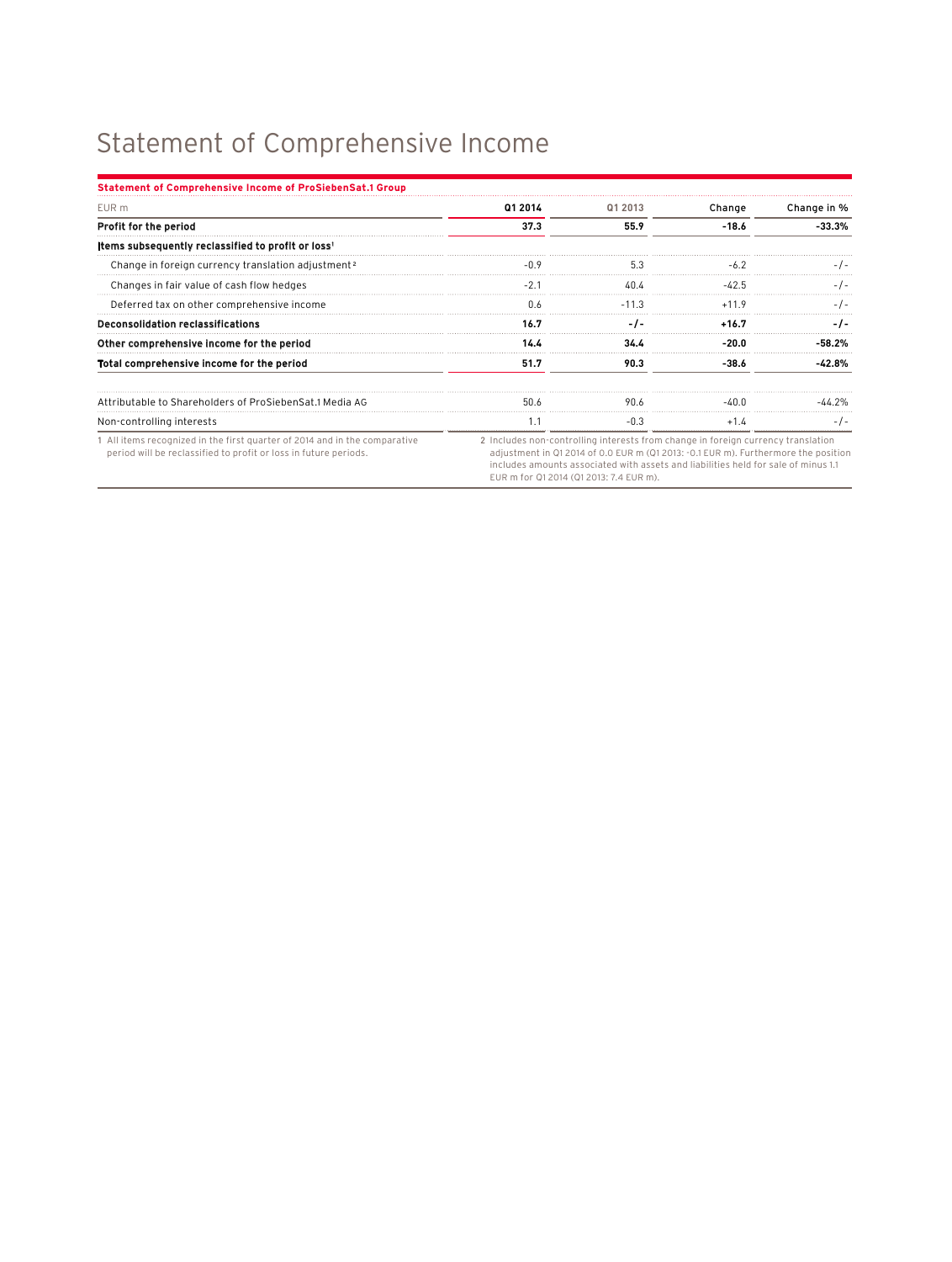# Statement of Comprehensive Income

**Statement of Comprehensive Income of ProSiebenSat.1 Group**

| EUR m | Q1 2014 | Q1 2013 | Change | Change in % |
|---|---|---|---|---|
| **Profit for the period** | **37.3** | **55.9** | **-18.6** | **-33.3%** |
| **Items subsequently reclassified to profit or loss**[1] | | | | |
| Change in foreign currency translation adjustment[2] | -0.9 | 5.3 | -6.2 | -/- |
| Changes in fair value of cash flow hedges | -2.1 | 40.4 | -42.5 | -/- |
| Deferred tax on other comprehensive income | 0.6 | -11.3 | +11.9 | -/- |
| **Deconsolidation reclassifications** | **16.7** | **-/-** | **+16.7** | **-/-** |
| **Other comprehensive income for the period** | **14.4** | **34.4** | **-20.0** | **-58.2%** |
| **Total comprehensive income for the period** | **51.7** | **90.3** | **-38.6** | **-42.8%** |
| | | | | |
| Attributable to Shareholders of ProSiebenSat.1 Media AG | 50.6 | 90.6 | -40.0 | -44.2% |
| Non-controlling interests | 1.1 | -0.3 | +1.4 | -/- |

1 All items recognized in the first quarter of 2014 and in the comparative period will be reclassified to profit or loss in future periods.

2 Includes non-controlling interests from change in foreign currency translation adjustment in Q1 2014 of 0.0 EUR m (Q1 2013: -0.1 EUR m). Furthermore the position includes amounts associated with assets and liabilities held for sale of minus 1.1 EUR m for Q1 2014 (Q1 2013: 7.4 EUR m).